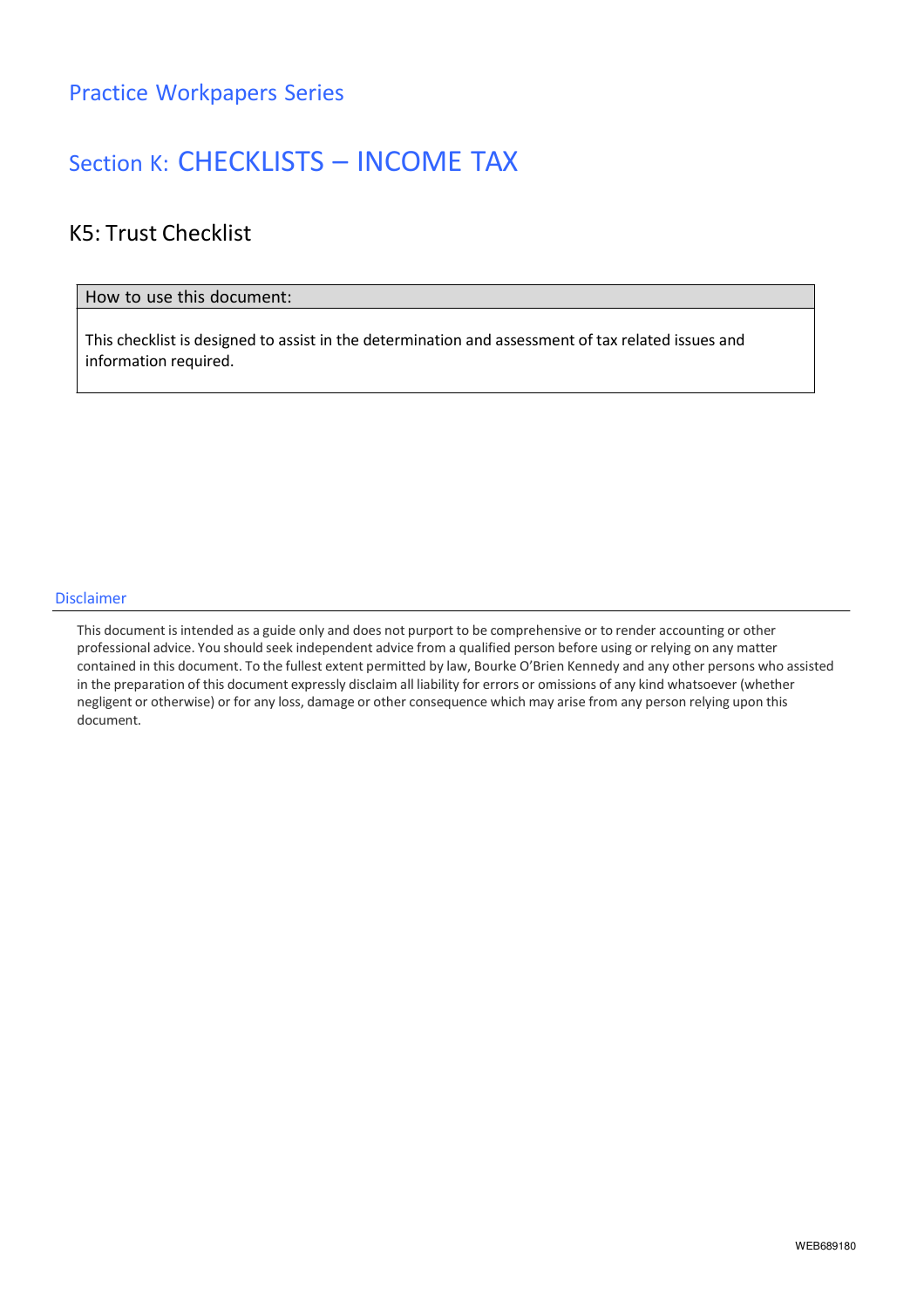# Practice Workpapers Series

## Section K: CHECKLISTS – INCOME TAX

### K5: Trust Checklist

| How to use this document: |
| --- |
| This checklist is designed to assist in the determination and assessment of tax related issues and information required. |

#### Disclaimer

This document is intended as a guide only and does not purport to be comprehensive or to render accounting or other professional advice. You should seek independent advice from a qualified person before using or relying on any matter contained in this document. To the fullest extent permitted by law, Bourke O'Brien Kennedy and any other persons who assisted in the preparation of this document expressly disclaim all liability for errors or omissions of any kind whatsoever (whether negligent or otherwise) or for any loss, damage or other consequence which may arise from any person relying upon this document.

WEB689180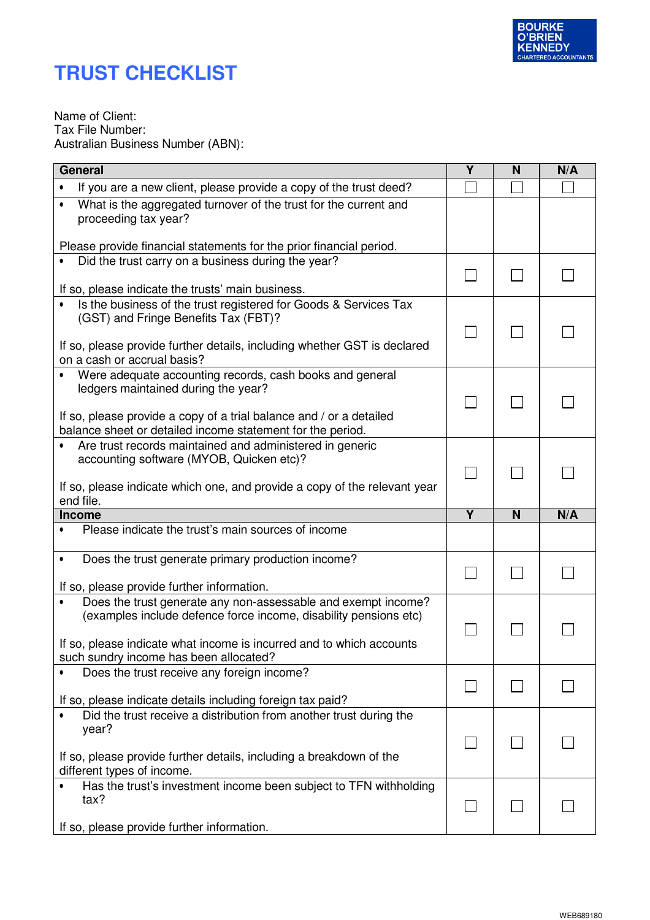BOURKE O'BRIEN KENNEDY CHARTERED ACCOUNTANTS

# TRUST CHECKLIST

Name of Client:
Tax File Number:
Australian Business Number (ABN):

| General | Y | N | N/A |
|---|---|---|---|
| • If you are a new client, please provide a copy of the trust deed? | ☐ | ☐ | ☐ |
| • What is the aggregated turnover of the trust for the current and proceeding tax year?<br><br>Please provide financial statements for the prior financial period. | | | |
| • Did the trust carry on a business during the year?<br><br>If so, please indicate the trusts' main business. | ☐ | ☐ | ☐ |
| • Is the business of the trust registered for Goods & Services Tax (GST) and Fringe Benefits Tax (FBT)?<br><br>If so, please provide further details, including whether GST is declared on a cash or accrual basis? | ☐ | ☐ | ☐ |
| • Were adequate accounting records, cash books and general ledgers maintained during the year?<br><br>If so, please provide a copy of a trial balance and / or a detailed balance sheet or detailed income statement for the period. | ☐ | ☐ | ☐ |
| • Are trust records maintained and administered in generic accounting software (MYOB, Quicken etc)?<br><br>If so, please indicate which one, and provide a copy of the relevant year end file. | ☐ | ☐ | ☐ |
| **Income** | **Y** | **N** | **N/A** |
| • Please indicate the trust's main sources of income | | | |
| • Does the trust generate primary production income?<br><br>If so, please provide further information. | ☐ | ☐ | ☐ |
| • Does the trust generate any non-assessable and exempt income? (examples include defence force income, disability pensions etc)<br><br>If so, please indicate what income is incurred and to which accounts such sundry income has been allocated? | ☐ | ☐ | ☐ |
| • Does the trust receive any foreign income?<br><br>If so, please indicate details including foreign tax paid? | ☐ | ☐ | ☐ |
| • Did the trust receive a distribution from another trust during the year?<br><br>If so, please provide further details, including a breakdown of the different types of income. | ☐ | ☐ | ☐ |
| • Has the trust's investment income been subject to TFN withholding tax?<br><br>If so, please provide further information. | ☐ | ☐ | ☐ |

WEB689180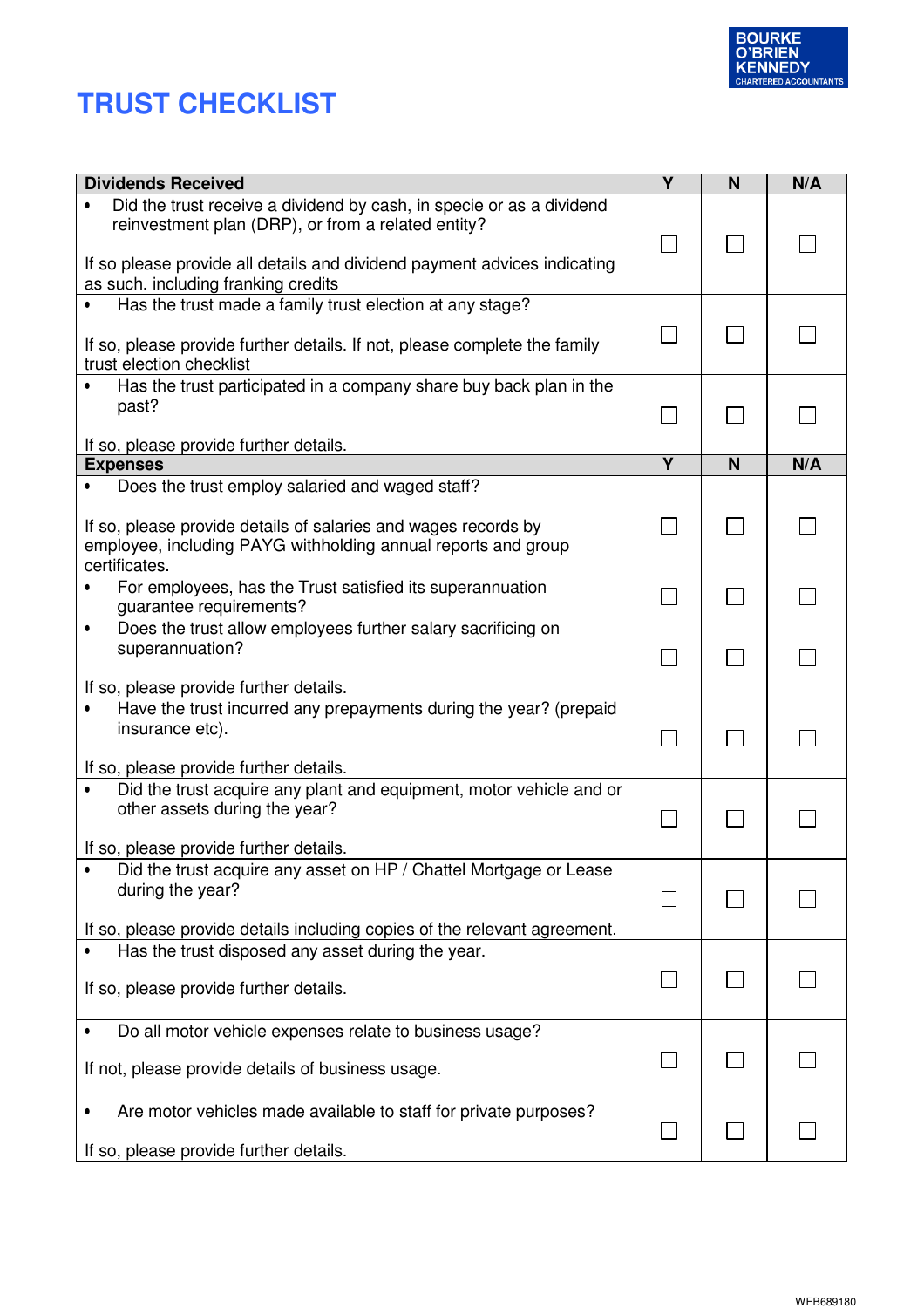# TRUST CHECKLIST

| Dividends Received | Y | N | N/A |
|---|---|---|---|
| • Did the trust receive a dividend by cash, in specie or as a dividend reinvestment plan (DRP), or from a related entity?<br><br>If so please provide all details and dividend payment advices indicating as such. including franking credits | ☐ | ☐ | ☐ |
| • Has the trust made a family trust election at any stage?<br><br>If so, please provide further details. If not, please complete the family trust election checklist | ☐ | ☐ | ☐ |
| • Has the trust participated in a company share buy back plan in the past?<br><br>If so, please provide further details. | ☐ | ☐ | ☐ |
| **Expenses** | **Y** | **N** | **N/A** |
| • Does the trust employ salaried and waged staff?<br><br>If so, please provide details of salaries and wages records by employee, including PAYG withholding annual reports and group certificates. | ☐ | ☐ | ☐ |
| • For employees, has the Trust satisfied its superannuation guarantee requirements? | ☐ | ☐ | ☐ |
| • Does the trust allow employees further salary sacrificing on superannuation?<br><br>If so, please provide further details. | ☐ | ☐ | ☐ |
| • Have the trust incurred any prepayments during the year? (prepaid insurance etc).<br><br>If so, please provide further details. | ☐ | ☐ | ☐ |
| • Did the trust acquire any plant and equipment, motor vehicle and or other assets during the year?<br><br>If so, please provide further details. | ☐ | ☐ | ☐ |
| • Did the trust acquire any asset on HP / Chattel Mortgage or Lease during the year?<br><br>If so, please provide details including copies of the relevant agreement. | ☐ | ☐ | ☐ |
| • Has the trust disposed any asset during the year.<br><br>If so, please provide further details. | ☐ | ☐ | ☐ |
| • Do all motor vehicle expenses relate to business usage?<br><br>If not, please provide details of business usage. | ☐ | ☐ | ☐ |
| • Are motor vehicles made available to staff for private purposes?<br><br>If so, please provide further details. | ☐ | ☐ | ☐ |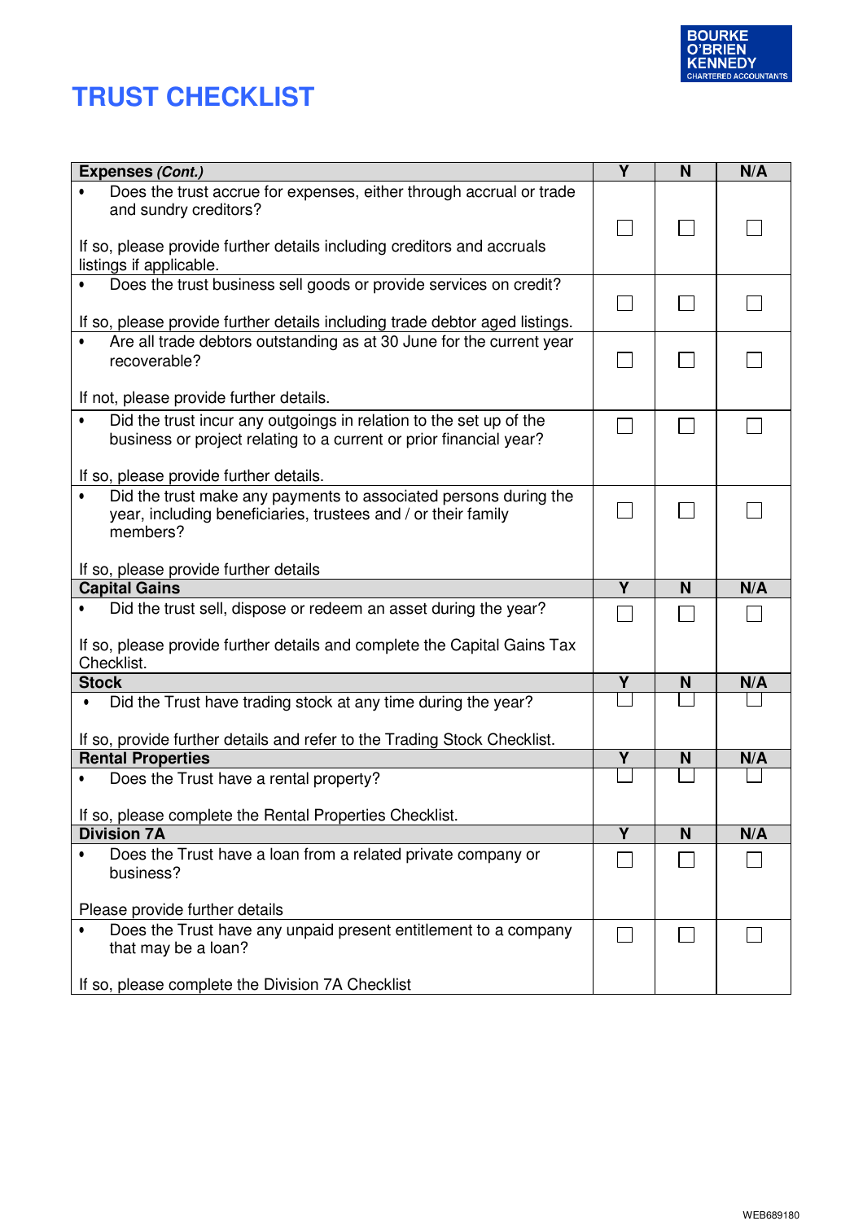# TRUST CHECKLIST

| Expenses *(Cont.)* | Y | N | N/A |
|---|---|---|---|
| • Does the trust accrue for expenses, either through accrual or trade and sundry creditors?<br><br>If so, please provide further details including creditors and accruals listings if applicable. | ☐ | ☐ | ☐ |
| • Does the trust business sell goods or provide services on credit?<br><br>If so, please provide further details including trade debtor aged listings. | ☐ | ☐ | ☐ |
| • Are all trade debtors outstanding as at 30 June for the current year recoverable?<br><br>If not, please provide further details. | ☐ | ☐ | ☐ |
| • Did the trust incur any outgoings in relation to the set up of the business or project relating to a current or prior financial year?<br><br>If so, please provide further details. | ☐ | ☐ | ☐ |
| • Did the trust make any payments to associated persons during the year, including beneficiaries, trustees and / or their family members?<br><br>If so, please provide further details | ☐ | ☐ | ☐ |
| **Capital Gains** | **Y** | **N** | **N/A** |
| • Did the trust sell, dispose or redeem an asset during the year?<br><br>If so, please provide further details and complete the Capital Gains Tax Checklist. | ☐ | ☐ | ☐ |
| **Stock** | **Y** | **N** | **N/A** |
| • Did the Trust have trading stock at any time during the year?<br><br>If so, provide further details and refer to the Trading Stock Checklist. | ☐ | ☐ | ☐ |
| **Rental Properties** | **Y** | **N** | **N/A** |
| • Does the Trust have a rental property?<br><br>If so, please complete the Rental Properties Checklist. | ☐ | ☐ | ☐ |
| **Division 7A** | **Y** | **N** | **N/A** |
| • Does the Trust have a loan from a related private company or business?<br><br>Please provide further details | ☐ | ☐ | ☐ |
| • Does the Trust have any unpaid present entitlement to a company that may be a loan?<br><br>If so, please complete the Division 7A Checklist | ☐ | ☐ | ☐ |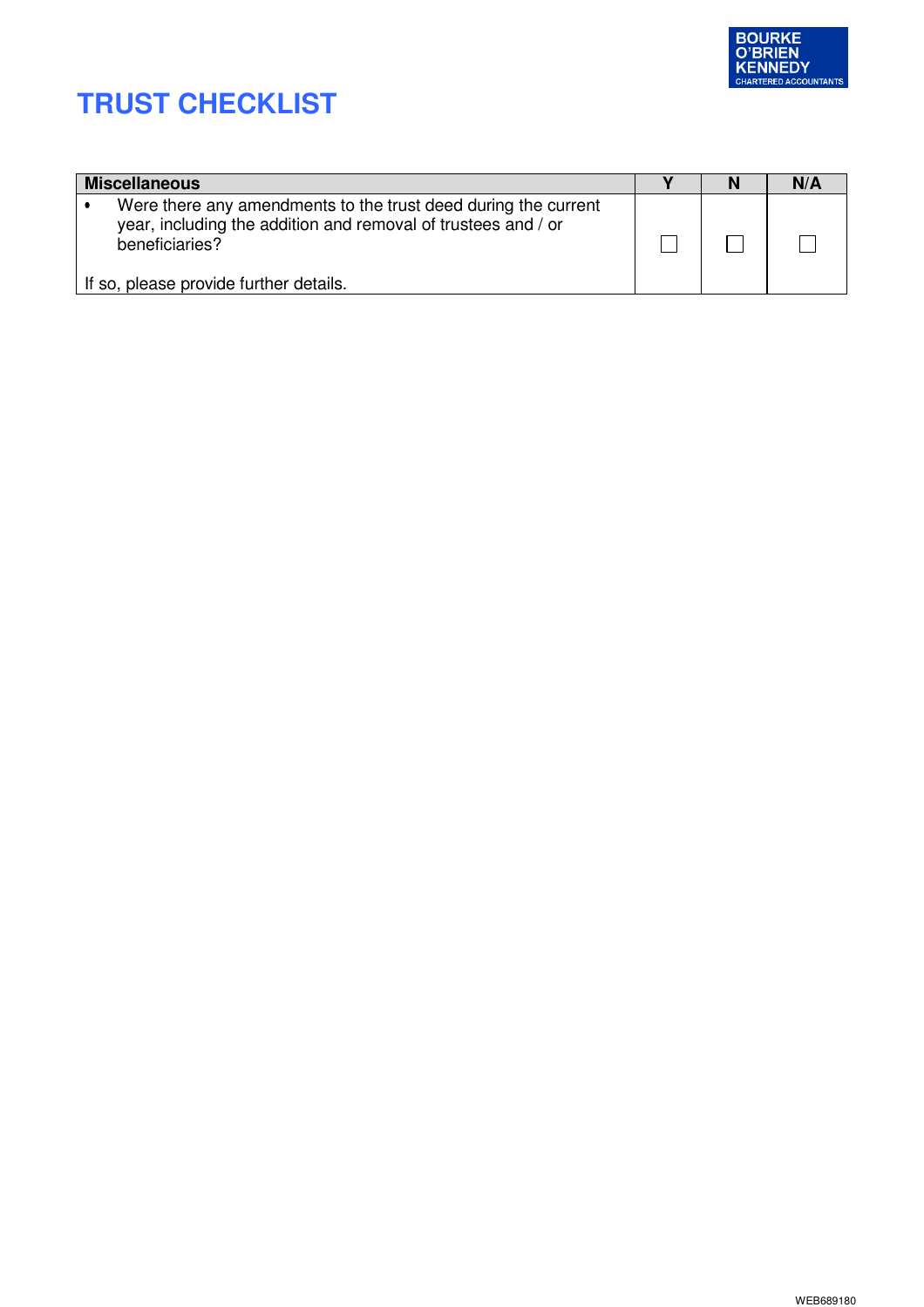BOURKE O'BRIEN KENNEDY CHARTERED ACCOUNTANTS

# TRUST CHECKLIST

| Miscellaneous | Y | N | N/A |
|---|---|---|---|
| • Were there any amendments to the trust deed during the current year, including the addition and removal of trustees and / or beneficiaries?<br><br>If so, please provide further details. | ☐ | ☐ | ☐ |